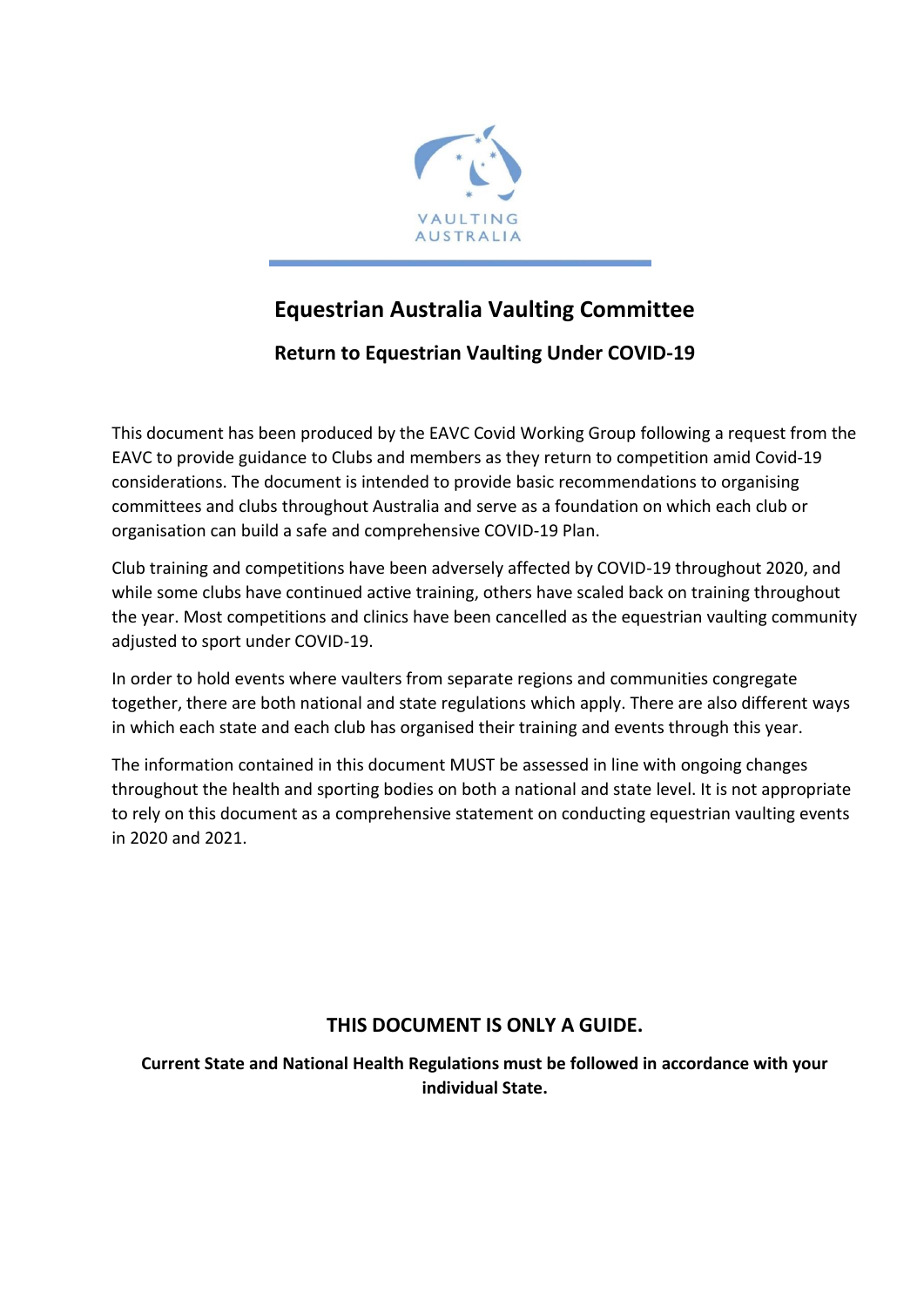VAULTING AUSTRALIA

# Equestrian Australia Vaulting Committee

## Return to Equestrian Vaulting Under COVID-19

This document has been produced by the EAVC Covid Working Group following a request from the EAVC to provide guidance to Clubs and members as they return to competition amid Covid-19 considerations. The document is intended to provide basic recommendations to organising committees and clubs throughout Australia and serve as a foundation on which each club or organisation can build a safe and comprehensive COVID-19 Plan.

Club training and competitions have been adversely affected by COVID-19 throughout 2020, and while some clubs have continued active training, others have scaled back on training throughout the year. Most competitions and clinics have been cancelled as the equestrian vaulting community adjusted to sport under COVID-19.

In order to hold events where vaulters from separate regions and communities congregate together, there are both national and state regulations which apply. There are also different ways in which each state and each club has organised their training and events through this year.

The information contained in this document MUST be assessed in line with ongoing changes throughout the health and sporting bodies on both a national and state level. It is not appropriate to rely on this document as a comprehensive statement on conducting equestrian vaulting events in 2020 and 2021.

**THIS DOCUMENT IS ONLY A GUIDE.**

**Current State and National Health Regulations must be followed in accordance with your individual State.**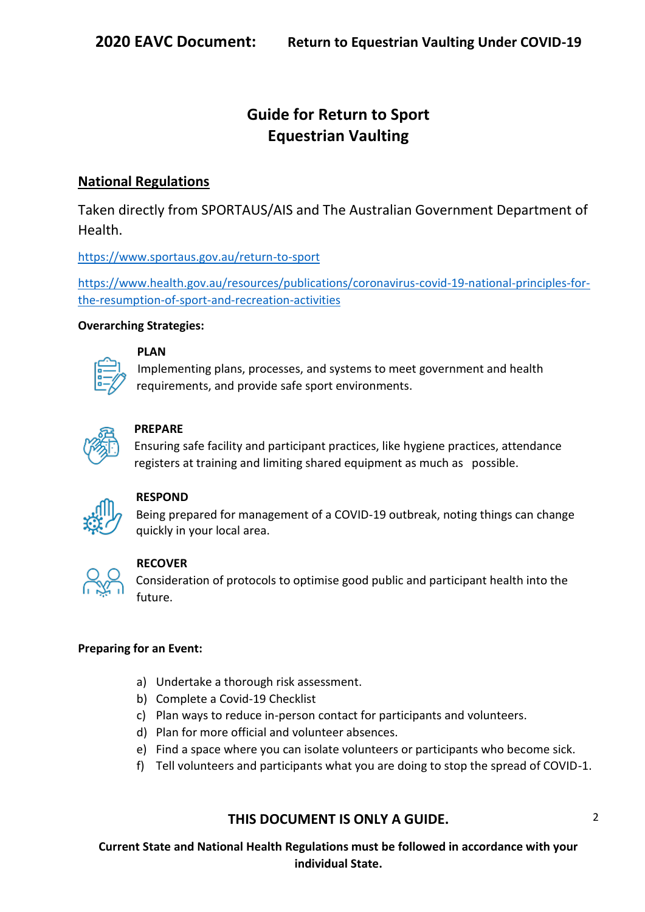# Guide for Return to Sport
# Equestrian Vaulting

## National Regulations

Taken directly from SPORTAUS/AIS and The Australian Government Department of Health.

https://www.sportaus.gov.au/return-to-sport

https://www.health.gov.au/resources/publications/coronavirus-covid-19-national-principles-for-the-resumption-of-sport-and-recreation-activities

**Overarching Strategies:**

**PLAN**
Implementing plans, processes, and systems to meet government and health requirements, and provide safe sport environments.

**PREPARE**
Ensuring safe facility and participant practices, like hygiene practices, attendance registers at training and limiting shared equipment as much as possible.

**RESPOND**
Being prepared for management of a COVID-19 outbreak, noting things can change quickly in your local area.

**RECOVER**
Consideration of protocols to optimise good public and participant health into the future.

**Preparing for an Event:**

a) Undertake a thorough risk assessment.
b) Complete a Covid-19 Checklist
c) Plan ways to reduce in-person contact for participants and volunteers.
d) Plan for more official and volunteer absences.
e) Find a space where you can isolate volunteers or participants who become sick.
f) Tell volunteers and participants what you are doing to stop the spread of COVID-1.

**THIS DOCUMENT IS ONLY A GUIDE.**

**Current State and National Health Regulations must be followed in accordance with your individual State.**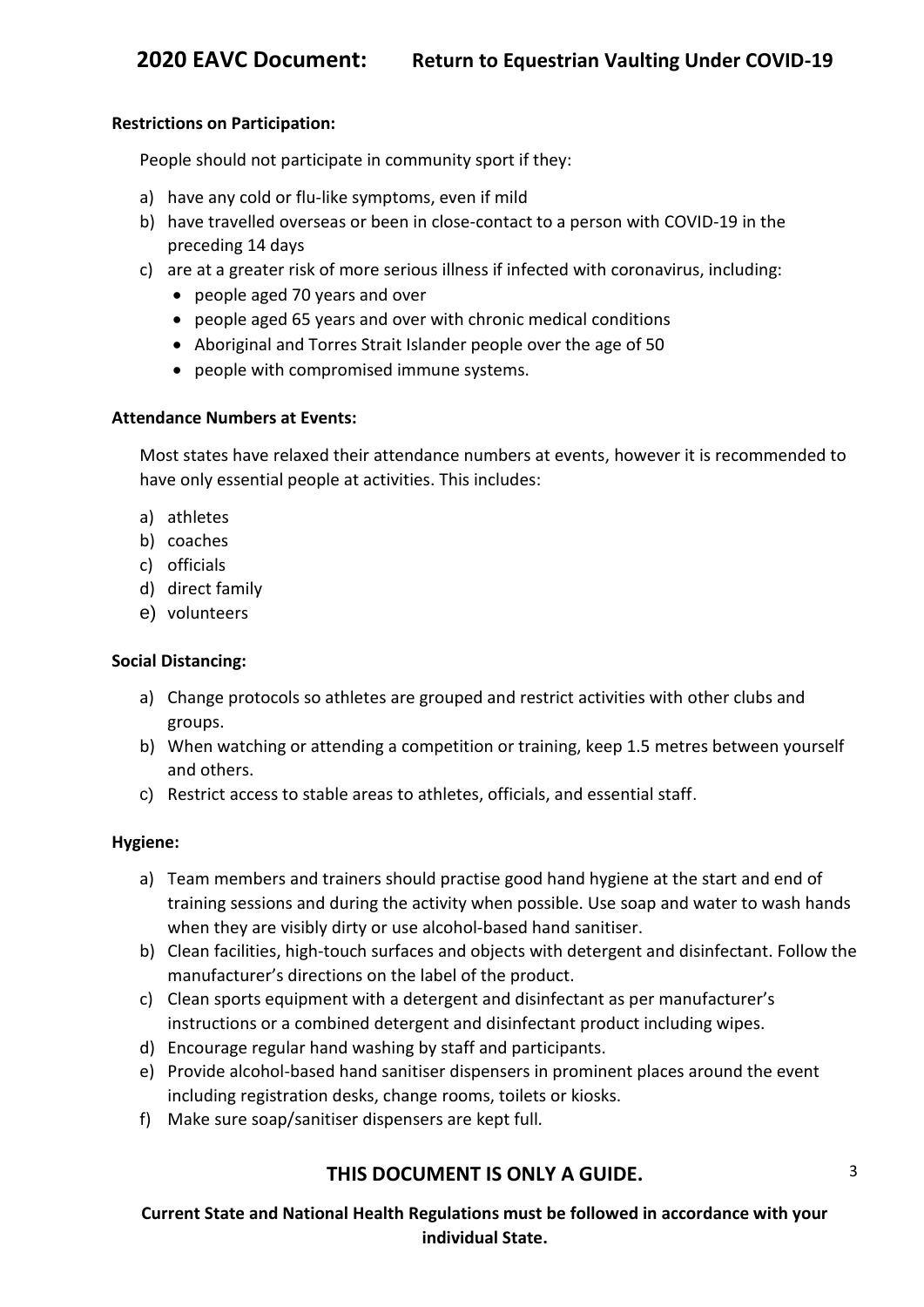**Restrictions on Participation:**

People should not participate in community sport if they:

a) have any cold or flu-like symptoms, even if mild
b) have travelled overseas or been in close-contact to a person with COVID-19 in the preceding 14 days
c) are at a greater risk of more serious illness if infected with coronavirus, including:
    - people aged 70 years and over
    - people aged 65 years and over with chronic medical conditions
    - Aboriginal and Torres Strait Islander people over the age of 50
    - people with compromised immune systems.

**Attendance Numbers at Events:**

Most states have relaxed their attendance numbers at events, however it is recommended to have only essential people at activities. This includes:

a) athletes
b) coaches
c) officials
d) direct family
e) volunteers

**Social Distancing:**

a) Change protocols so athletes are grouped and restrict activities with other clubs and groups.
b) When watching or attending a competition or training, keep 1.5 metres between yourself and others.
c) Restrict access to stable areas to athletes, officials, and essential staff.

**Hygiene:**

a) Team members and trainers should practise good hand hygiene at the start and end of training sessions and during the activity when possible. Use soap and water to wash hands when they are visibly dirty or use alcohol-based hand sanitiser.
b) Clean facilities, high-touch surfaces and objects with detergent and disinfectant. Follow the manufacturer's directions on the label of the product.
c) Clean sports equipment with a detergent and disinfectant as per manufacturer's instructions or a combined detergent and disinfectant product including wipes.
d) Encourage regular hand washing by staff and participants.
e) Provide alcohol-based hand sanitiser dispensers in prominent places around the event including registration desks, change rooms, toilets or kiosks.
f) Make sure soap/sanitiser dispensers are kept full.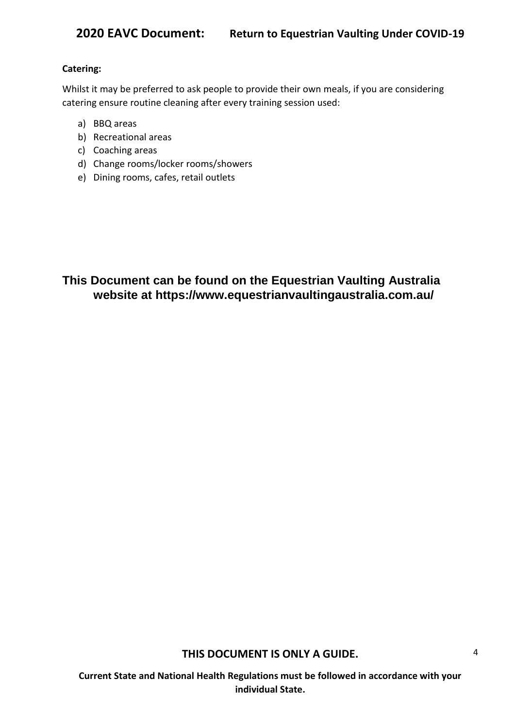**Catering:**

Whilst it may be preferred to ask people to provide their own meals, if you are considering catering ensure routine cleaning after every training session used:

a) BBQ areas
b) Recreational areas
c) Coaching areas
d) Change rooms/locker rooms/showers
e) Dining rooms, cafes, retail outlets

**This Document can be found on the Equestrian Vaulting Australia website at https://www.equestrianvaultingaustralia.com.au/**

**THIS DOCUMENT IS ONLY A GUIDE.**

**Current State and National Health Regulations must be followed in accordance with your individual State.**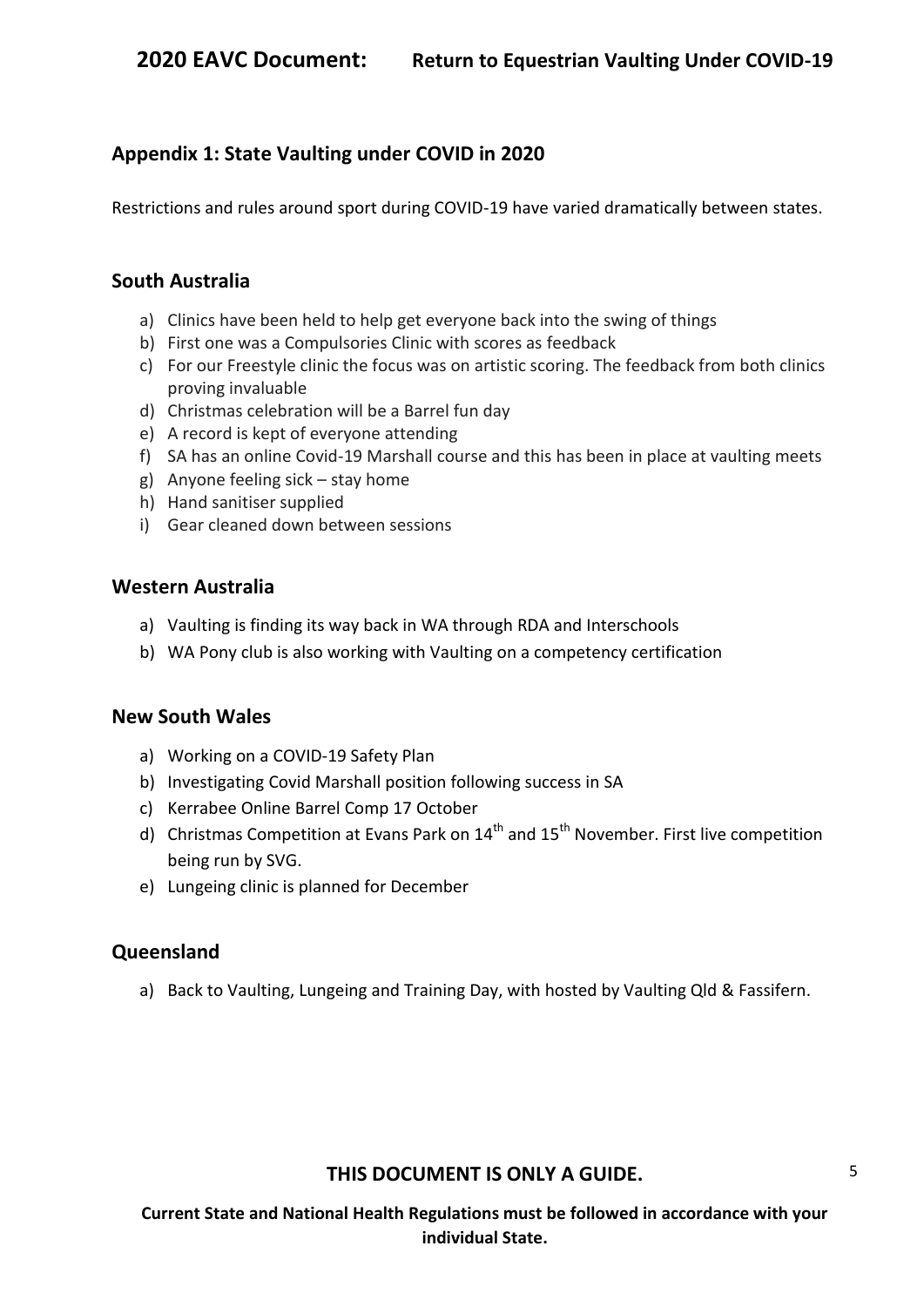## Appendix 1: State Vaulting under COVID in 2020

Restrictions and rules around sport during COVID-19 have varied dramatically between states.

### South Australia

a) Clinics have been held to help get everyone back into the swing of things
b) First one was a Compulsories Clinic with scores as feedback
c) For our Freestyle clinic the focus was on artistic scoring. The feedback from both clinics proving invaluable
d) Christmas celebration will be a Barrel fun day
e) A record is kept of everyone attending
f) SA has an online Covid-19 Marshall course and this has been in place at vaulting meets
g) Anyone feeling sick – stay home
h) Hand sanitiser supplied
i) Gear cleaned down between sessions

### Western Australia

a) Vaulting is finding its way back in WA through RDA and Interschools
b) WA Pony club is also working with Vaulting on a competency certification

### New South Wales

a) Working on a COVID-19 Safety Plan
b) Investigating Covid Marshall position following success in SA
c) Kerrabee Online Barrel Comp 17 October
d) Christmas Competition at Evans Park on 14th and 15th November. First live competition being run by SVG.
e) Lungeing clinic is planned for December

### Queensland

a) Back to Vaulting, Lungeing and Training Day, with hosted by Vaulting Qld & Fassifern.

**THIS DOCUMENT IS ONLY A GUIDE.**

**Current State and National Health Regulations must be followed in accordance with your individual State.**